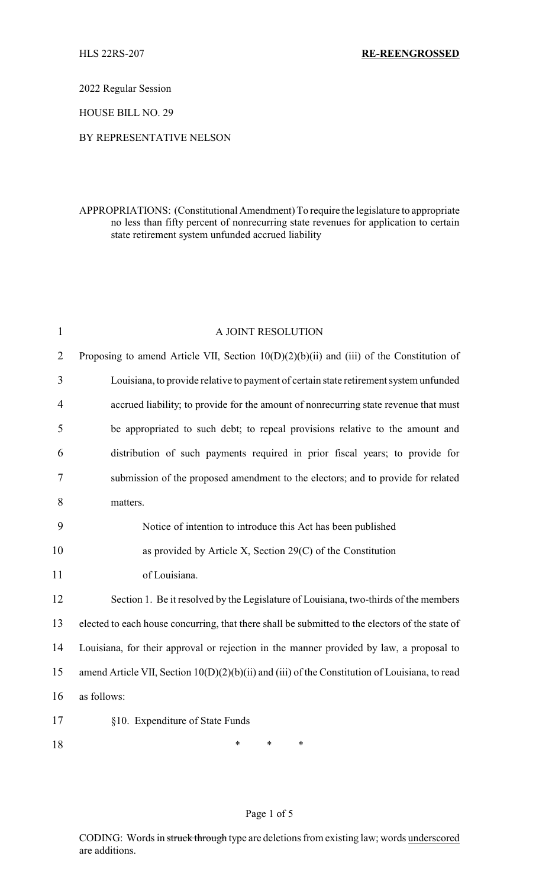HLS 22RS-207 **RE-REENGROSSED**

2022 Regular Session

HOUSE BILL NO. 29

BY REPRESENTATIVE NELSON

APPROPRIATIONS: (Constitutional Amendment) To require the legislature to appropriate no less than fifty percent of nonrecurring state revenues for application to certain state retirement system unfunded accrued liability

## A JOINT RESOLUTION

Proposing to amend Article VII, Section 10(D)(2)(b)(ii) and (iii) of the Constitution of Louisiana, to provide relative to payment of certain state retirement system unfunded accrued liability; to provide for the amount of nonrecurring state revenue that must be appropriated to such debt; to repeal provisions relative to the amount and distribution of such payments required in prior fiscal years; to provide for submission of the proposed amendment to the electors; and to provide for related matters.

Notice of intention to introduce this Act has been published as provided by Article X, Section 29(C) of the Constitution of Louisiana.

Section 1. Be it resolved by the Legislature of Louisiana, two-thirds of the members elected to each house concurring, that there shall be submitted to the electors of the state of Louisiana, for their approval or rejection in the manner provided by law, a proposal to amend Article VII, Section 10(D)(2)(b)(ii) and (iii) of the Constitution of Louisiana, to read as follows:

§10. Expenditure of State Funds

\* \* \*

CODING: Words in ~~struck through~~ type are deletions from existing law; words underscored are additions.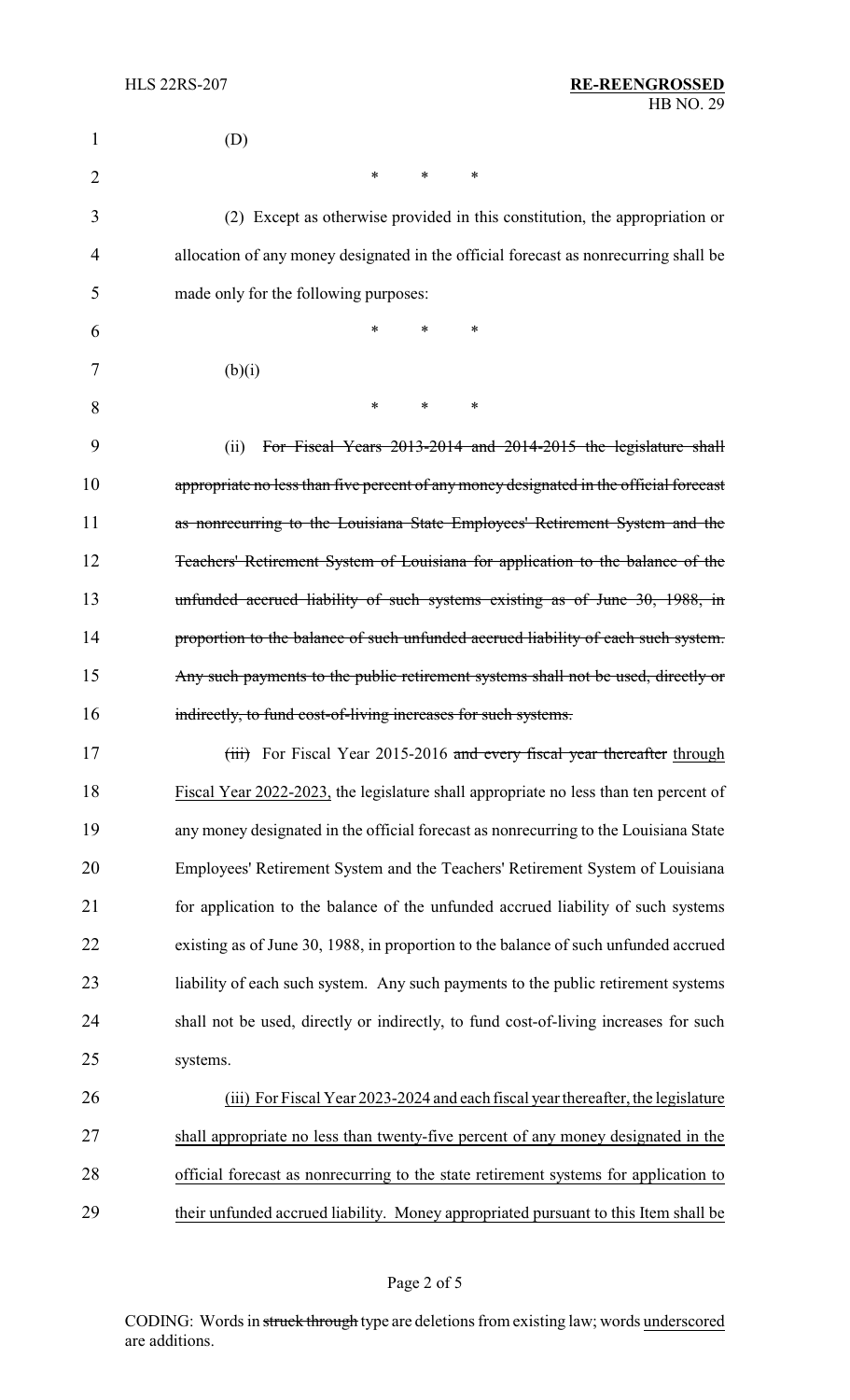(D)

\* \* \*

(2) Except as otherwise provided in this constitution, the appropriation or allocation of any money designated in the official forecast as nonrecurring shall be made only for the following purposes:

\* \* \*

(b)(i)

\* \* \*

(ii) ~~For Fiscal Years 2013-2014 and 2014-2015 the legislature shall appropriate no less than five percent of any money designated in the official forecast as nonrecurring to the Louisiana State Employees' Retirement System and the Teachers' Retirement System of Louisiana for application to the balance of the unfunded accrued liability of such systems existing as of June 30, 1988, in proportion to the balance of such unfunded accrued liability of each such system. Any such payments to the public retirement systems shall not be used, directly or indirectly, to fund cost-of-living increases for such systems.~~

~~(iii)~~ For Fiscal Year 2015-2016 ~~and every fiscal year thereafter~~ <u>through Fiscal Year 2022-2023,</u> the legislature shall appropriate no less than ten percent of any money designated in the official forecast as nonrecurring to the Louisiana State Employees' Retirement System and the Teachers' Retirement System of Louisiana for application to the balance of the unfunded accrued liability of such systems existing as of June 30, 1988, in proportion to the balance of such unfunded accrued liability of each such system. Any such payments to the public retirement systems shall not be used, directly or indirectly, to fund cost-of-living increases for such systems.

<u>(iii) For Fiscal Year 2023-2024 and each fiscal year thereafter, the legislature shall appropriate no less than twenty-five percent of any money designated in the official forecast as nonrecurring to the state retirement systems for application to their unfunded accrued liability. Money appropriated pursuant to this Item shall be</u>

CODING: Words in ~~struck through~~ type are deletions from existing law; words <u>underscored</u> are additions.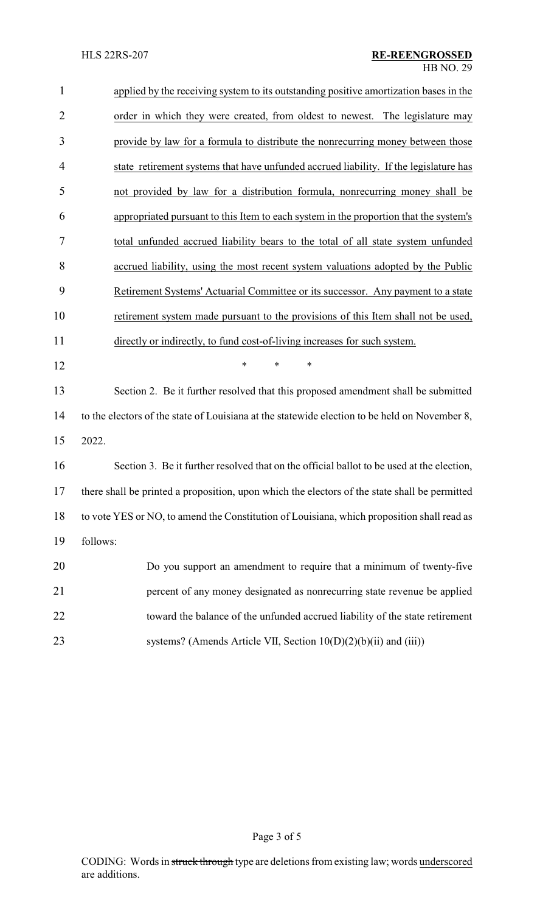applied by the receiving system to its outstanding positive amortization bases in the order in which they were created, from oldest to newest. The legislature may provide by law for a formula to distribute the nonrecurring money between those state retirement systems that have unfunded accrued liability. If the legislature has not provided by law for a distribution formula, nonrecurring money shall be appropriated pursuant to this Item to each system in the proportion that the system's total unfunded accrued liability bears to the total of all state system unfunded accrued liability, using the most recent system valuations adopted by the Public Retirement Systems' Actuarial Committee or its successor. Any payment to a state retirement system made pursuant to the provisions of this Item shall not be used, directly or indirectly, to fund cost-of-living increases for such system.

\* \* \*

Section 2. Be it further resolved that this proposed amendment shall be submitted to the electors of the state of Louisiana at the statewide election to be held on November 8, 2022.

Section 3. Be it further resolved that on the official ballot to be used at the election, there shall be printed a proposition, upon which the electors of the state shall be permitted to vote YES or NO, to amend the Constitution of Louisiana, which proposition shall read as follows:

> Do you support an amendment to require that a minimum of twenty-five percent of any money designated as nonrecurring state revenue be applied toward the balance of the unfunded accrued liability of the state retirement systems? (Amends Article VII, Section 10(D)(2)(b)(ii) and (iii))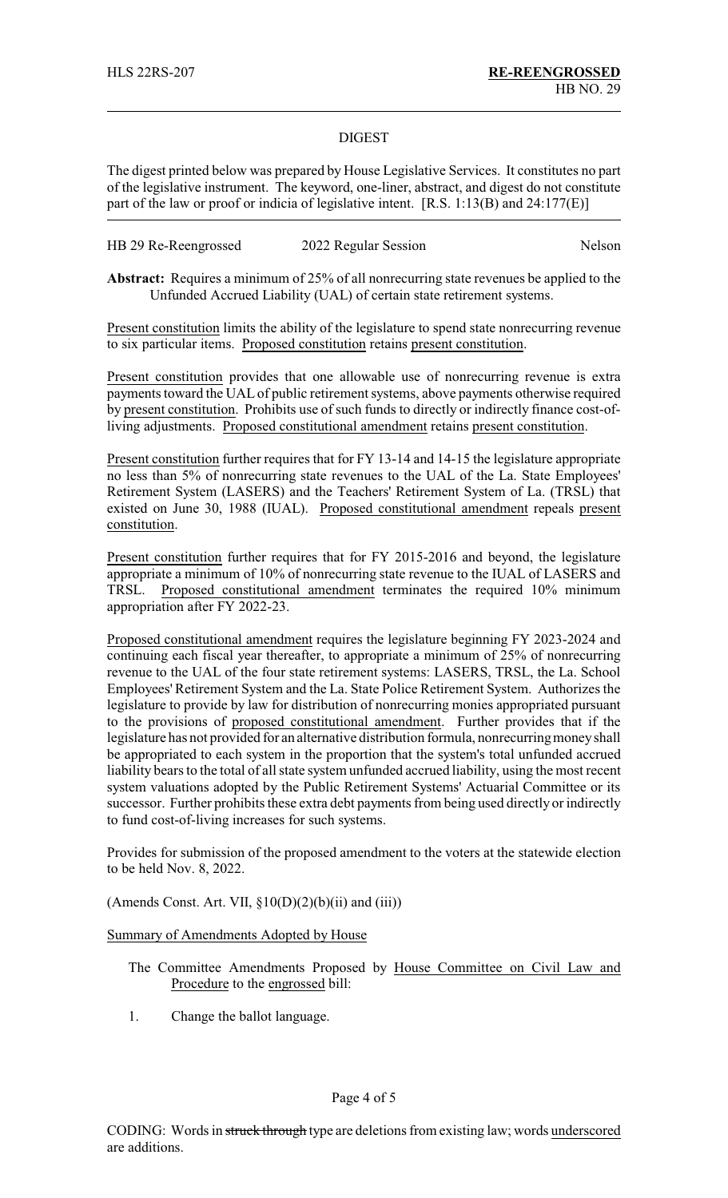HLS 22RS-207 **RE-REENGROSSED**
HB NO. 29

## DIGEST

The digest printed below was prepared by House Legislative Services. It constitutes no part of the legislative instrument. The keyword, one-liner, abstract, and digest do not constitute part of the law or proof or indicia of legislative intent. [R.S. 1:13(B) and 24:177(E)]

HB 29 Re-Reengrossed 2022 Regular Session Nelson

**Abstract:** Requires a minimum of 25% of all nonrecurring state revenues be applied to the Unfunded Accrued Liability (UAL) of certain state retirement systems.

Present constitution limits the ability of the legislature to spend state nonrecurring revenue to six particular items. Proposed constitution retains present constitution.

Present constitution provides that one allowable use of nonrecurring revenue is extra payments toward the UAL of public retirement systems, above payments otherwise required by present constitution. Prohibits use of such funds to directly or indirectly finance cost-of-living adjustments. Proposed constitutional amendment retains present constitution.

Present constitution further requires that for FY 13-14 and 14-15 the legislature appropriate no less than 5% of nonrecurring state revenues to the UAL of the La. State Employees' Retirement System (LASERS) and the Teachers' Retirement System of La. (TRSL) that existed on June 30, 1988 (IUAL). Proposed constitutional amendment repeals present constitution.

Present constitution further requires that for FY 2015-2016 and beyond, the legislature appropriate a minimum of 10% of nonrecurring state revenue to the IUAL of LASERS and TRSL. Proposed constitutional amendment terminates the required 10% minimum appropriation after FY 2022-23.

Proposed constitutional amendment requires the legislature beginning FY 2023-2024 and continuing each fiscal year thereafter, to appropriate a minimum of 25% of nonrecurring revenue to the UAL of the four state retirement systems: LASERS, TRSL, the La. School Employees' Retirement System and the La. State Police Retirement System. Authorizes the legislature to provide by law for distribution of nonrecurring monies appropriated pursuant to the provisions of proposed constitutional amendment. Further provides that if the legislature has not provided for an alternative distribution formula, nonrecurring money shall be appropriated to each system in the proportion that the system's total unfunded accrued liability bears to the total of all state system unfunded accrued liability, using the most recent system valuations adopted by the Public Retirement Systems' Actuarial Committee or its successor. Further prohibits these extra debt payments from being used directly or indirectly to fund cost-of-living increases for such systems.

Provides for submission of the proposed amendment to the voters at the statewide election to be held Nov. 8, 2022.

(Amends Const. Art. VII, §10(D)(2)(b)(ii) and (iii))

Summary of Amendments Adopted by House

The Committee Amendments Proposed by House Committee on Civil Law and Procedure to the engrossed bill:

1. Change the ballot language.

CODING: Words in ~~struck through~~ type are deletions from existing law; words underscored are additions.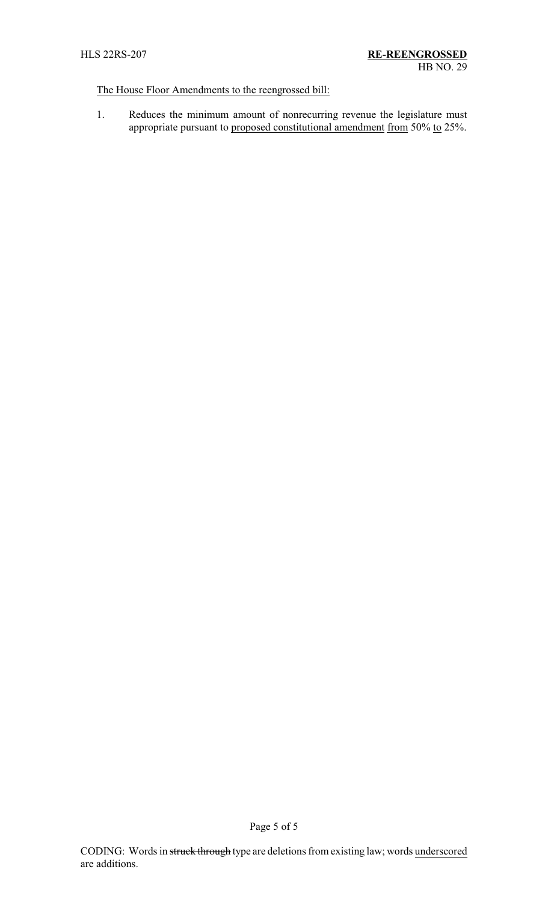<u>The House Floor Amendments to the reengrossed bill:</u>

1. Reduces the minimum amount of nonrecurring revenue the legislature must appropriate pursuant to <u>proposed constitutional amendment</u> <u>from</u> 50% <u>to</u> 25%.

CODING: Words in ~~struck through~~ type are deletions from existing law; words <u>underscored</u> are additions.